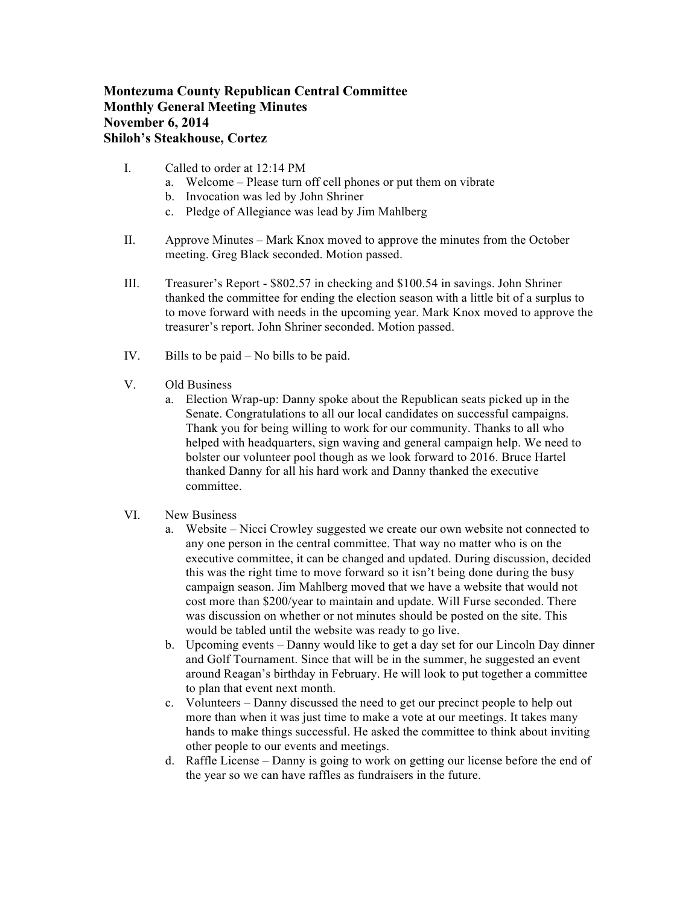**Montezuma County Republican Central Committee**
**Monthly General Meeting Minutes**
**November 6, 2014**
**Shiloh's Steakhouse, Cortez**

I. Called to order at 12:14 PM
   a. Welcome – Please turn off cell phones or put them on vibrate
   b. Invocation was led by John Shriner
   c. Pledge of Allegiance was lead by Jim Mahlberg

II. Approve Minutes – Mark Knox moved to approve the minutes from the October meeting. Greg Black seconded. Motion passed.

III. Treasurer's Report - $802.57 in checking and $100.54 in savings. John Shriner thanked the committee for ending the election season with a little bit of a surplus to to move forward with needs in the upcoming year. Mark Knox moved to approve the treasurer's report. John Shriner seconded. Motion passed.

IV. Bills to be paid – No bills to be paid.

V. Old Business
   a. Election Wrap-up: Danny spoke about the Republican seats picked up in the Senate. Congratulations to all our local candidates on successful campaigns. Thank you for being willing to work for our community. Thanks to all who helped with headquarters, sign waving and general campaign help. We need to bolster our volunteer pool though as we look forward to 2016. Bruce Hartel thanked Danny for all his hard work and Danny thanked the executive committee.

VI. New Business
   a. Website – Nicci Crowley suggested we create our own website not connected to any one person in the central committee. That way no matter who is on the executive committee, it can be changed and updated. During discussion, decided this was the right time to move forward so it isn't being done during the busy campaign season. Jim Mahlberg moved that we have a website that would not cost more than $200/year to maintain and update. Will Furse seconded. There was discussion on whether or not minutes should be posted on the site. This would be tabled until the website was ready to go live.
   b. Upcoming events – Danny would like to get a day set for our Lincoln Day dinner and Golf Tournament. Since that will be in the summer, he suggested an event around Reagan's birthday in February. He will look to put together a committee to plan that event next month.
   c. Volunteers – Danny discussed the need to get our precinct people to help out more than when it was just time to make a vote at our meetings. It takes many hands to make things successful. He asked the committee to think about inviting other people to our events and meetings.
   d. Raffle License – Danny is going to work on getting our license before the end of the year so we can have raffles as fundraisers in the future.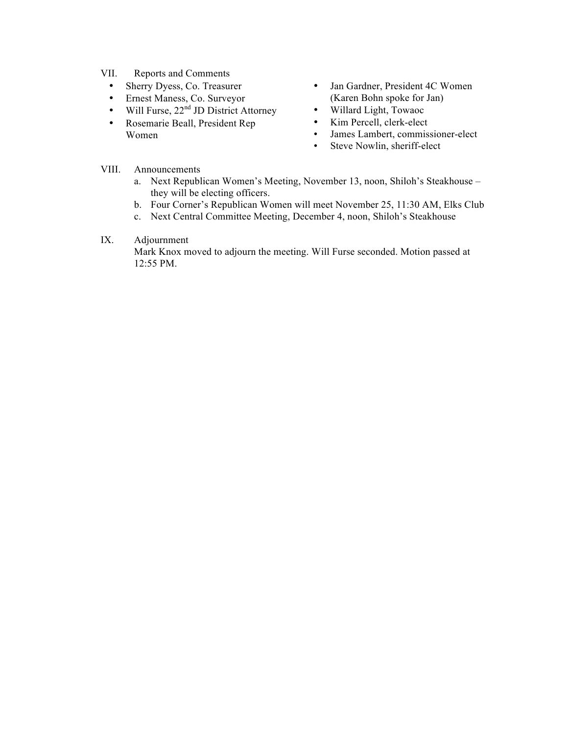VII. Reports and Comments

- Sherry Dyess, Co. Treasurer
- Ernest Maness, Co. Surveyor
- Will Furse, 22nd JD District Attorney
- Rosemarie Beall, President Rep Women
- Jan Gardner, President 4C Women (Karen Bohn spoke for Jan)
- Willard Light, Towaoc
- Kim Percell, clerk-elect
- James Lambert, commissioner-elect
- Steve Nowlin, sheriff-elect

VIII. Announcements

a. Next Republican Women's Meeting, November 13, noon, Shiloh's Steakhouse – they will be electing officers.
b. Four Corner's Republican Women will meet November 25, 11:30 AM, Elks Club
c. Next Central Committee Meeting, December 4, noon, Shiloh's Steakhouse

IX. Adjournment

Mark Knox moved to adjourn the meeting. Will Furse seconded. Motion passed at 12:55 PM.